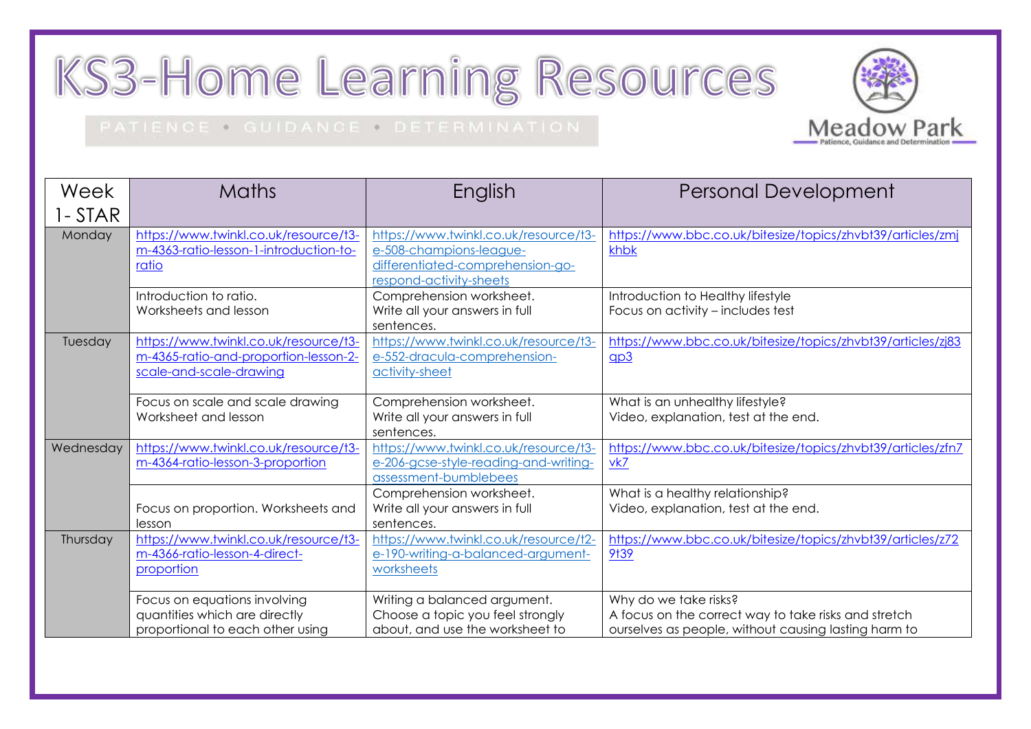# KS3-Home Learning Resources

PATIENCE • GUIDANCE • DETERMINATION

Meadow Park
Patience, Guidance and Determination

| Week 1- STAR | Maths | English | Personal Development |
|---|---|---|---|
| Monday | https://www.twinkl.co.uk/resource/t3-m-4363-ratio-lesson-1-introduction-to-ratio | https://www.twinkl.co.uk/resource/t3-e-508-champions-league-differentiated-comprehension-go-respond-activity-sheets | https://www.bbc.co.uk/bitesize/topics/zhvbt39/articles/zmjkhbk |
| | Introduction to ratio. Worksheets and lesson | Comprehension worksheet. Write all your answers in full sentences. | Introduction to Healthy lifestyle Focus on activity – includes test |
| Tuesday | https://www.twinkl.co.uk/resource/t3-m-4365-ratio-and-proportion-lesson-2-scale-and-scale-drawing | https://www.twinkl.co.uk/resource/t3-e-552-dracula-comprehension-activity-sheet | https://www.bbc.co.uk/bitesize/topics/zhvbt39/articles/zj83qp3 |
| | Focus on scale and scale drawing Worksheet and lesson | Comprehension worksheet. Write all your answers in full sentences. | What is an unhealthy lifestyle? Video, explanation, test at the end. |
| Wednesday | https://www.twinkl.co.uk/resource/t3-m-4364-ratio-lesson-3-proportion | https://www.twinkl.co.uk/resource/t3-e-206-gcse-style-reading-and-writing-assessment-bumblebees | https://www.bbc.co.uk/bitesize/topics/zhvbt39/articles/zfn7vk7 |
| | Focus on proportion. Worksheets and lesson | Comprehension worksheet. Write all your answers in full sentences. | What is a healthy relationship? Video, explanation, test at the end. |
| Thursday | https://www.twinkl.co.uk/resource/t3-m-4366-ratio-lesson-4-direct-proportion | https://www.twinkl.co.uk/resource/t2-e-190-writing-a-balanced-argument-worksheets | https://www.bbc.co.uk/bitesize/topics/zhvbt39/articles/z729t39 |
| | Focus on equations involving quantities which are directly proportional to each other using | Writing a balanced argument. Choose a topic you feel strongly about, and use the worksheet to | Why do we take risks? A focus on the correct way to take risks and stretch ourselves as people, without causing lasting harm to |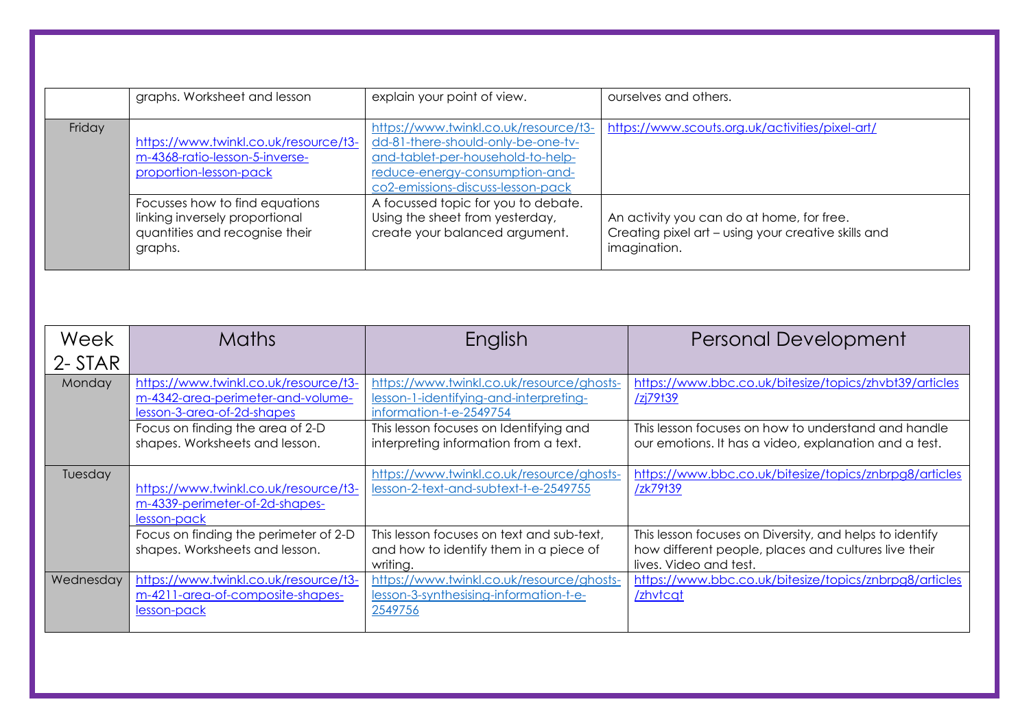| | | | |
|---|---|---|---|
| | graphs. Worksheet and lesson | explain your point of view. | ourselves and others. |
| Friday | https://www.twinkl.co.uk/resource/t3-m-4368-ratio-lesson-5-inverse-proportion-lesson-pack | https://www.twinkl.co.uk/resource/t3-dd-81-there-should-only-be-one-tv-and-tablet-per-household-to-help-reduce-energy-consumption-and-co2-emissions-discuss-lesson-pack | https://www.scouts.org.uk/activities/pixel-art/ |
| | Focusses how to find equations linking inversely proportional quantities and recognise their graphs. | A focussed topic for you to debate. Using the sheet from yesterday, create your balanced argument. | An activity you can do at home, for free. Creating pixel art – using your creative skills and imagination. |

| Week 2- STAR | Maths | English | Personal Development |
|---|---|---|---|
| Monday | https://www.twinkl.co.uk/resource/t3-m-4342-area-perimeter-and-volume-lesson-3-area-of-2d-shapes | https://www.twinkl.co.uk/resource/ghosts-lesson-1-identifying-and-interpreting-information-t-e-2549754 | https://www.bbc.co.uk/bitesize/topics/zhvbt39/articles/zj79t39 |
| | Focus on finding the area of 2-D shapes. Worksheets and lesson. | This lesson focuses on Identifying and interpreting information from a text. | This lesson focuses on how to understand and handle our emotions. It has a video, explanation and a test. |
| Tuesday | https://www.twinkl.co.uk/resource/t3-m-4339-perimeter-of-2d-shapes-lesson-pack | https://www.twinkl.co.uk/resource/ghosts-lesson-2-text-and-subtext-t-e-2549755 | https://www.bbc.co.uk/bitesize/topics/znbrpg8/articles/zk79t39 |
| | Focus on finding the perimeter of 2-D shapes. Worksheets and lesson. | This lesson focuses on text and sub-text, and how to identify them in a piece of writing. | This lesson focuses on Diversity, and helps to identify how different people, places and cultures live their lives. Video and test. |
| Wednesday | https://www.twinkl.co.uk/resource/t3-m-4211-area-of-composite-shapes-lesson-pack | https://www.twinkl.co.uk/resource/ghosts-lesson-3-synthesising-information-t-e-2549756 | https://www.bbc.co.uk/bitesize/topics/znbrpg8/articles/zhvtcqt |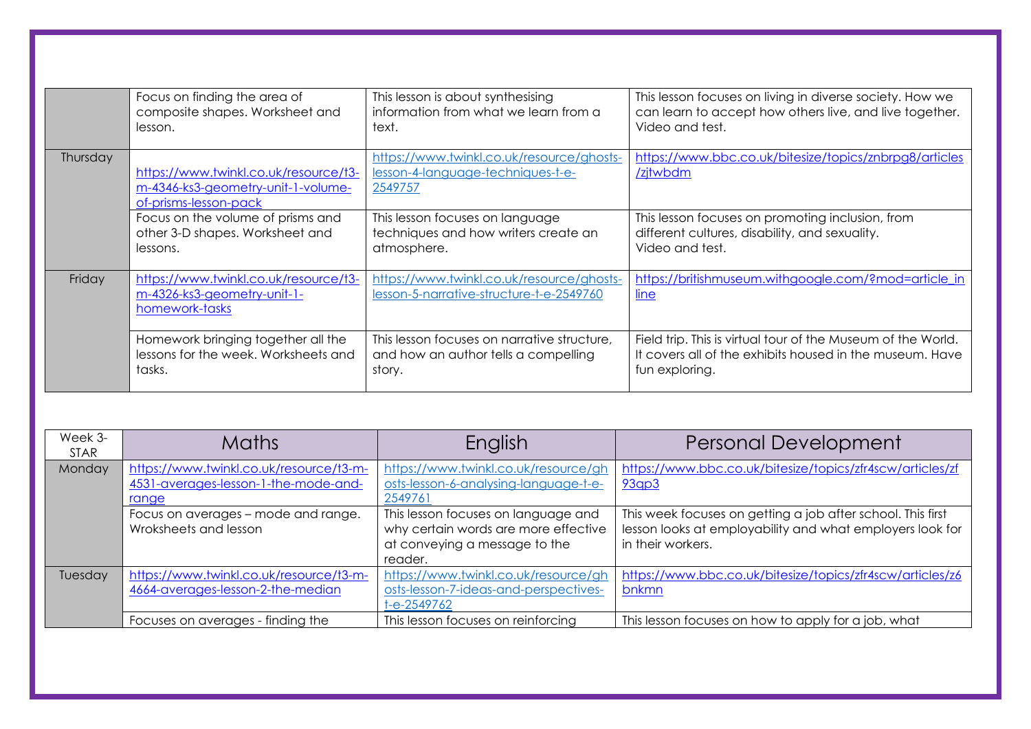| | | | |
|---|---|---|---|
| | Focus on finding the area of composite shapes. Worksheet and lesson. | This lesson is about synthesising information from what we learn from a text. | This lesson focuses on living in diverse society. How we can learn to accept how others live, and live together. Video and test. |
| Thursday | https://www.twinkl.co.uk/resource/t3-m-4346-ks3-geometry-unit-1-volume-of-prisms-lesson-pack | https://www.twinkl.co.uk/resource/ghosts-lesson-4-language-techniques-t-e-2549757 | https://www.bbc.co.uk/bitesize/topics/znbrpg8/articles/zjtwbdm |
| | Focus on the volume of prisms and other 3-D shapes. Worksheet and lessons. | This lesson focuses on language techniques and how writers create an atmosphere. | This lesson focuses on promoting inclusion, from different cultures, disability, and sexuality. Video and test. |
| Friday | https://www.twinkl.co.uk/resource/t3-m-4326-ks3-geometry-unit-1-homework-tasks | https://www.twinkl.co.uk/resource/ghosts-lesson-5-narrative-structure-t-e-2549760 | https://britishmuseum.withgoogle.com/?mod=article_inline |
| | Homework bringing together all the lessons for the week. Worksheets and tasks. | This lesson focuses on narrative structure, and how an author tells a compelling story. | Field trip. This is virtual tour of the Museum of the World. It covers all of the exhibits housed in the museum. Have fun exploring. |

| Week 3- STAR | Maths | English | Personal Development |
|---|---|---|---|
| Monday | https://www.twinkl.co.uk/resource/t3-m-4531-averages-lesson-1-the-mode-and-range | https://www.twinkl.co.uk/resource/ghosts-lesson-6-analysing-language-t-e-2549761 | https://www.bbc.co.uk/bitesize/topics/zfr4scw/articles/zf93qp3 |
| | Focus on averages – mode and range. Wroksheets and lesson | This lesson focuses on language and why certain words are more effective at conveying a message to the reader. | This week focuses on getting a job after school. This first lesson looks at employability and what employers look for in their workers. |
| Tuesday | https://www.twinkl.co.uk/resource/t3-m-4664-averages-lesson-2-the-median | https://www.twinkl.co.uk/resource/ghosts-lesson-7-ideas-and-perspectives-t-e-2549762 | https://www.bbc.co.uk/bitesize/topics/zfr4scw/articles/z6bnkmn |
| | Focuses on averages - finding the | This lesson focuses on reinforcing | This lesson focuses on how to apply for a job, what |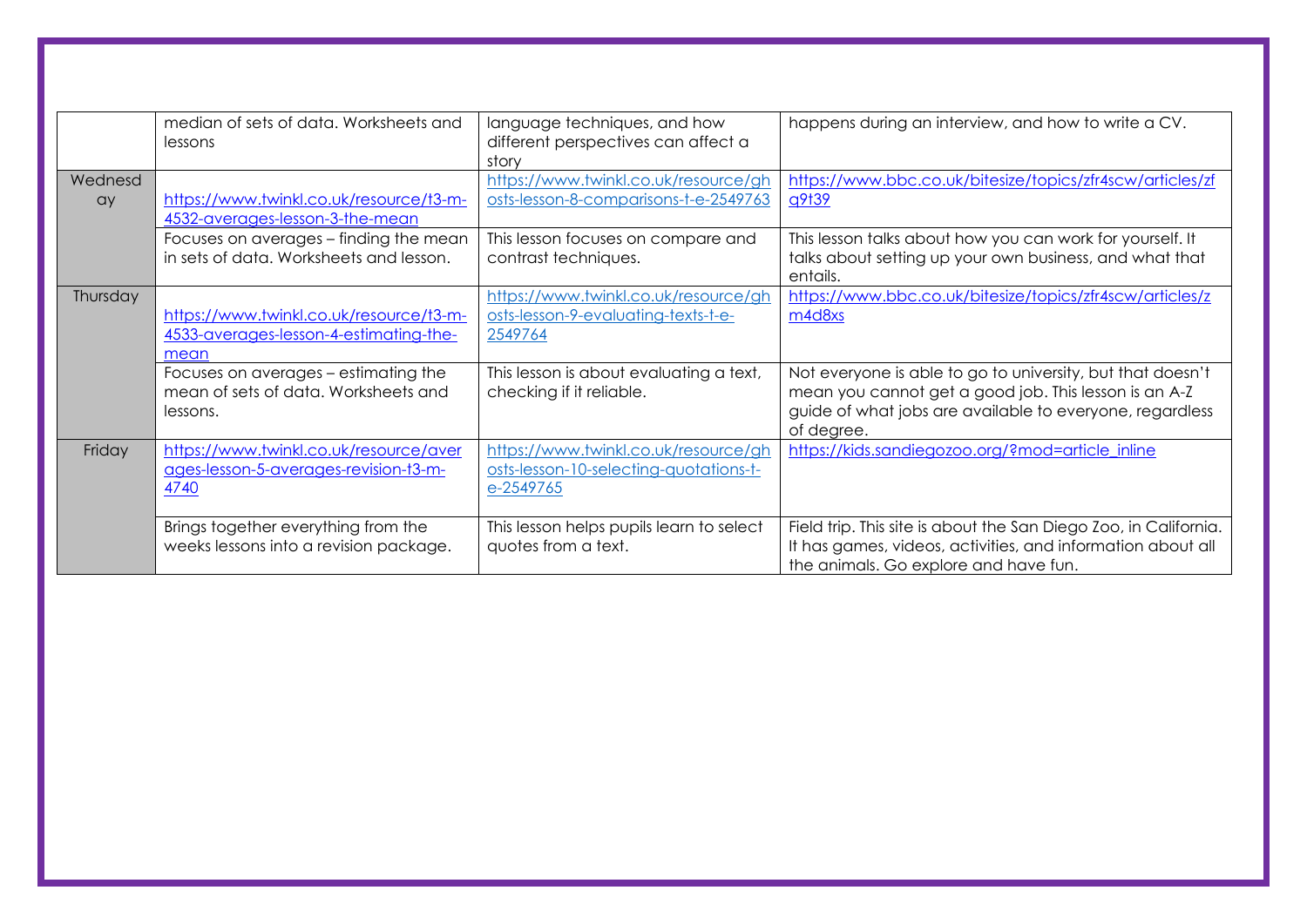| | | | |
|---|---|---|---|
| | median of sets of data. Worksheets and lessons | language techniques, and how different perspectives can affect a story | happens during an interview, and how to write a CV. |
| Wednesday | https://www.twinkl.co.uk/resource/t3-m-4532-averages-lesson-3-the-mean | https://www.twinkl.co.uk/resource/ghosts-lesson-8-comparisons-t-e-2549763 | https://www.bbc.co.uk/bitesize/topics/zfr4scw/articles/zfq9t39 |
| | Focuses on averages – finding the mean in sets of data. Worksheets and lesson. | This lesson focuses on compare and contrast techniques. | This lesson talks about how you can work for yourself. It talks about setting up your own business, and what that entails. |
| Thursday | https://www.twinkl.co.uk/resource/t3-m-4533-averages-lesson-4-estimating-the-mean | https://www.twinkl.co.uk/resource/ghosts-lesson-9-evaluating-texts-t-e-2549764 | https://www.bbc.co.uk/bitesize/topics/zfr4scw/articles/zm4d8xs |
| | Focuses on averages – estimating the mean of sets of data. Worksheets and lessons. | This lesson is about evaluating a text, checking if it reliable. | Not everyone is able to go to university, but that doesn't mean you cannot get a good job. This lesson is an A-Z guide of what jobs are available to everyone, regardless of degree. |
| Friday | https://www.twinkl.co.uk/resource/averages-lesson-5-averages-revision-t3-m-4740 | https://www.twinkl.co.uk/resource/ghosts-lesson-10-selecting-quotations-t-e-2549765 | https://kids.sandiegozoo.org/?mod=article_inline |
| | Brings together everything from the weeks lessons into a revision package. | This lesson helps pupils learn to select quotes from a text. | Field trip. This site is about the San Diego Zoo, in California. It has games, videos, activities, and information about all the animals. Go explore and have fun. |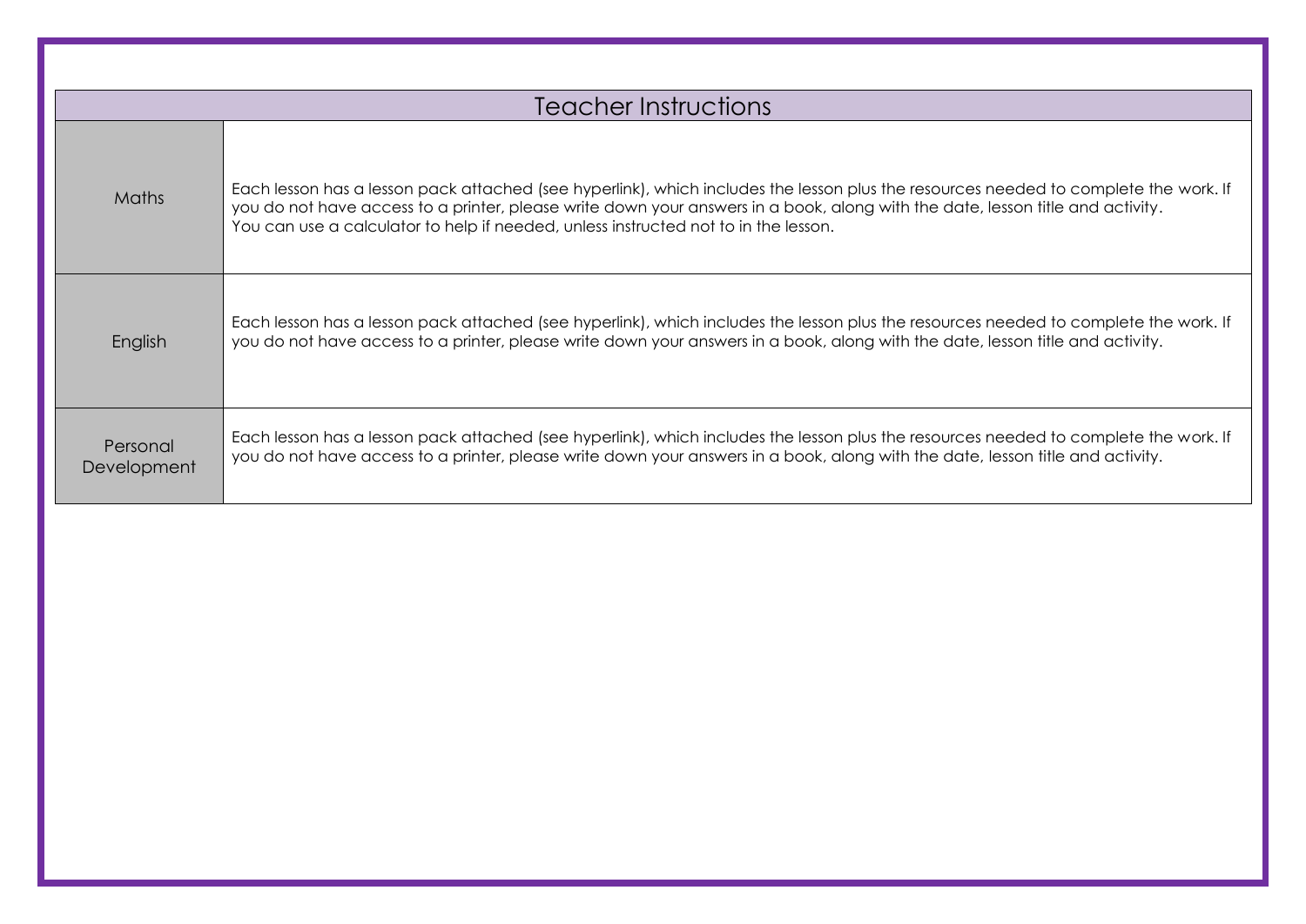| Teacher Instructions | |
|---|---|
| Maths | Each lesson has a lesson pack attached (see hyperlink), which includes the lesson plus the resources needed to complete the work. If you do not have access to a printer, please write down your answers in a book, along with the date, lesson title and activity. You can use a calculator to help if needed, unless instructed not to in the lesson. |
| English | Each lesson has a lesson pack attached (see hyperlink), which includes the lesson plus the resources needed to complete the work. If you do not have access to a printer, please write down your answers in a book, along with the date, lesson title and activity. |
| Personal Development | Each lesson has a lesson pack attached (see hyperlink), which includes the lesson plus the resources needed to complete the work. If you do not have access to a printer, please write down your answers in a book, along with the date, lesson title and activity. |